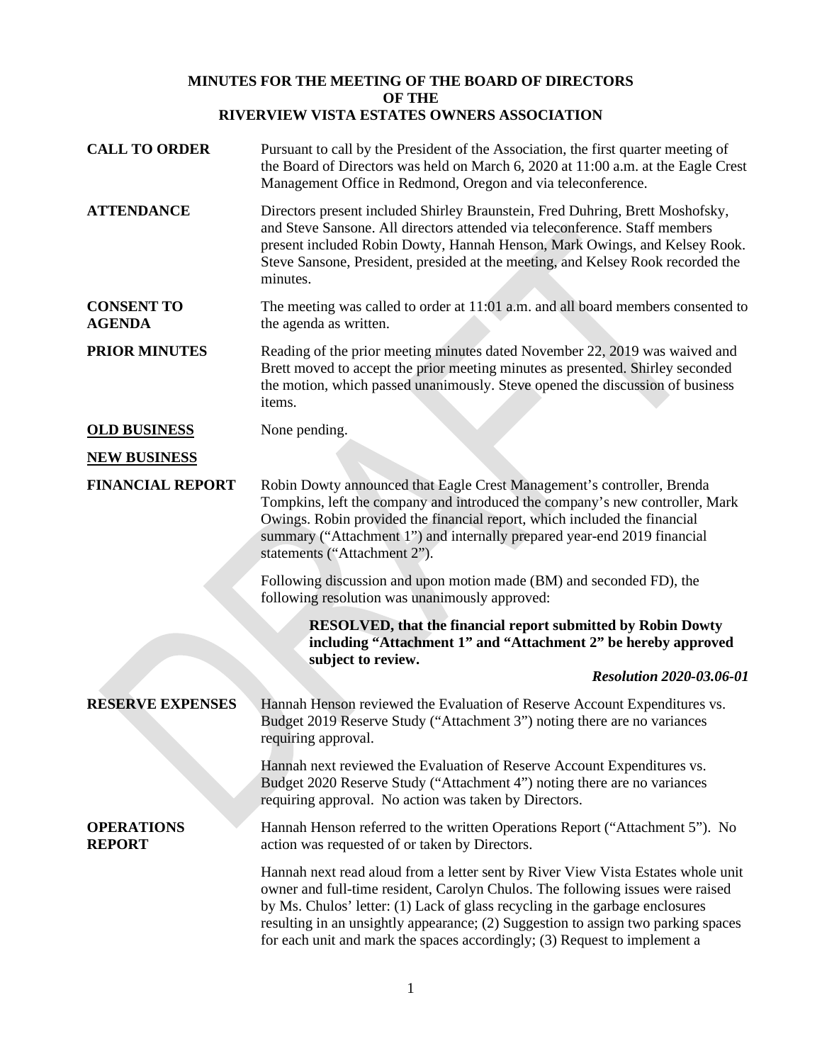# MINUTES FOR THE MEETING OF THE BOARD OF DIRECTORS OF THE RIVERVIEW VISTA ESTATES OWNERS ASSOCIATION

**CALL TO ORDER**

Pursuant to call by the President of the Association, the first quarter meeting of the Board of Directors was held on March 6, 2020 at 11:00 a.m. at the Eagle Crest Management Office in Redmond, Oregon and via teleconference.

**ATTENDANCE**

Directors present included Shirley Braunstein, Fred Duhring, Brett Moshofsky, and Steve Sansone. All directors attended via teleconference. Staff members present included Robin Dowty, Hannah Henson, Mark Owings, and Kelsey Rook. Steve Sansone, President, presided at the meeting, and Kelsey Rook recorded the minutes.

**CONSENT TO AGENDA**

The meeting was called to order at 11:01 a.m. and all board members consented to the agenda as written.

**PRIOR MINUTES**

Reading of the prior meeting minutes dated November 22, 2019 was waived and Brett moved to accept the prior meeting minutes as presented. Shirley seconded the motion, which passed unanimously. Steve opened the discussion of business items.

**OLD BUSINESS**

None pending.

**NEW BUSINESS**

**FINANCIAL REPORT**

Robin Dowty announced that Eagle Crest Management's controller, Brenda Tompkins, left the company and introduced the company's new controller, Mark Owings. Robin provided the financial report, which included the financial summary ("Attachment 1") and internally prepared year-end 2019 financial statements ("Attachment 2").

Following discussion and upon motion made (BM) and seconded FD), the following resolution was unanimously approved:

> **RESOLVED, that the financial report submitted by Robin Dowty including "Attachment 1" and "Attachment 2" be hereby approved subject to review.**
>
> ***Resolution 2020-03.06-01***

**RESERVE EXPENSES**

Hannah Henson reviewed the Evaluation of Reserve Account Expenditures vs. Budget 2019 Reserve Study ("Attachment 3") noting there are no variances requiring approval.

Hannah next reviewed the Evaluation of Reserve Account Expenditures vs. Budget 2020 Reserve Study ("Attachment 4") noting there are no variances requiring approval. No action was taken by Directors.

**OPERATIONS REPORT**

Hannah Henson referred to the written Operations Report ("Attachment 5"). No action was requested of or taken by Directors.

Hannah next read aloud from a letter sent by River View Vista Estates whole unit owner and full-time resident, Carolyn Chulos. The following issues were raised by Ms. Chulos' letter: (1) Lack of glass recycling in the garbage enclosures resulting in an unsightly appearance; (2) Suggestion to assign two parking spaces for each unit and mark the spaces accordingly; (3) Request to implement a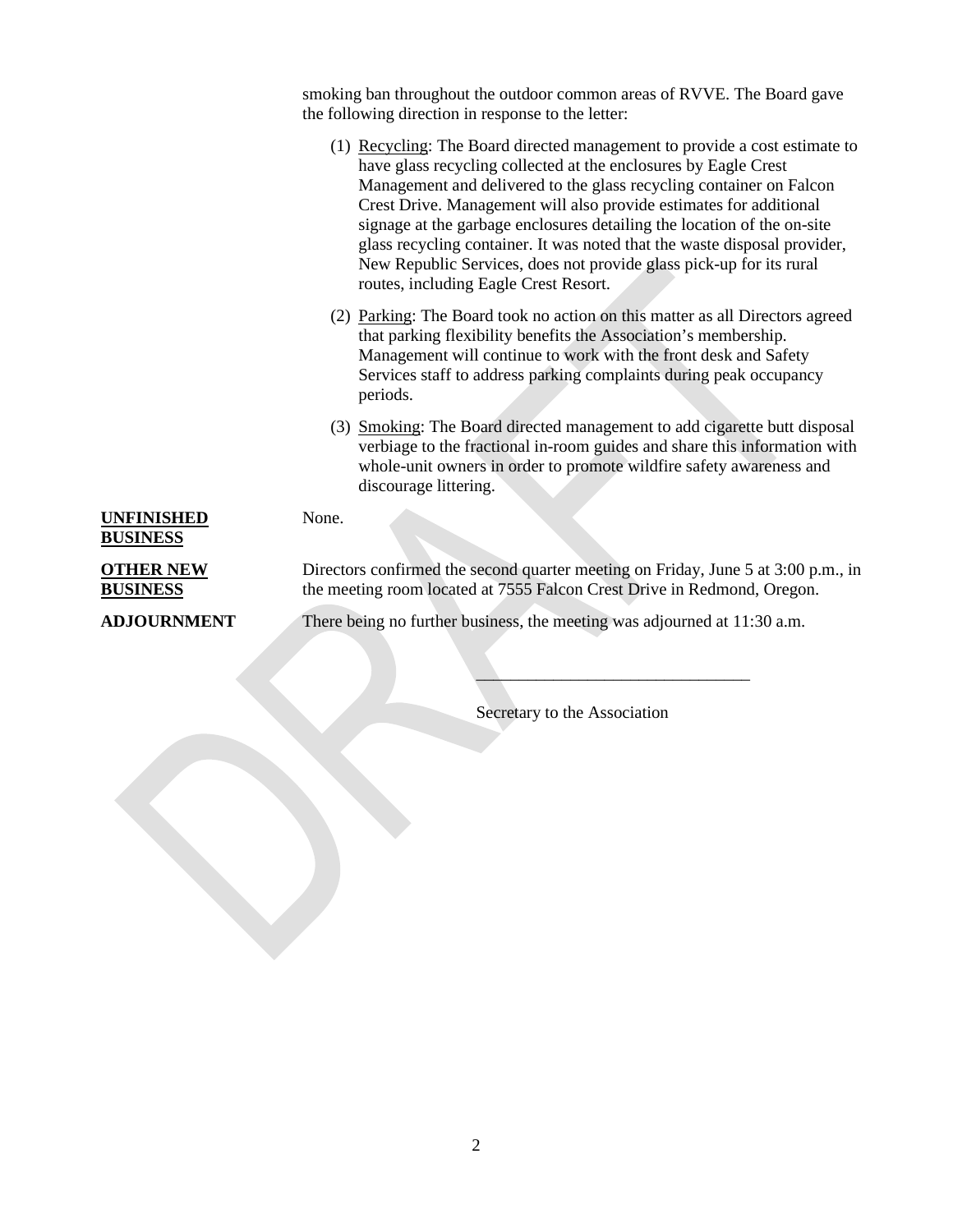smoking ban throughout the outdoor common areas of RVVE. The Board gave the following direction in response to the letter:

(1) Recycling: The Board directed management to provide a cost estimate to have glass recycling collected at the enclosures by Eagle Crest Management and delivered to the glass recycling container on Falcon Crest Drive. Management will also provide estimates for additional signage at the garbage enclosures detailing the location of the on-site glass recycling container. It was noted that the waste disposal provider, New Republic Services, does not provide glass pick-up for its rural routes, including Eagle Crest Resort.

(2) Parking: The Board took no action on this matter as all Directors agreed that parking flexibility benefits the Association's membership. Management will continue to work with the front desk and Safety Services staff to address parking complaints during peak occupancy periods.

(3) Smoking: The Board directed management to add cigarette butt disposal verbiage to the fractional in-room guides and share this information with whole-unit owners in order to promote wildfire safety awareness and discourage littering.

**UNFINISHED BUSINESS** None.

**OTHER NEW BUSINESS** Directors confirmed the second quarter meeting on Friday, June 5 at 3:00 p.m., in the meeting room located at 7555 Falcon Crest Drive in Redmond, Oregon.

**ADJOURNMENT** There being no further business, the meeting was adjourned at 11:30 a.m.

\_\_\_\_\_\_\_\_\_\_\_\_\_\_\_\_\_\_\_\_\_\_\_\_\_\_\_\_\_\_\_\_

Secretary to the Association